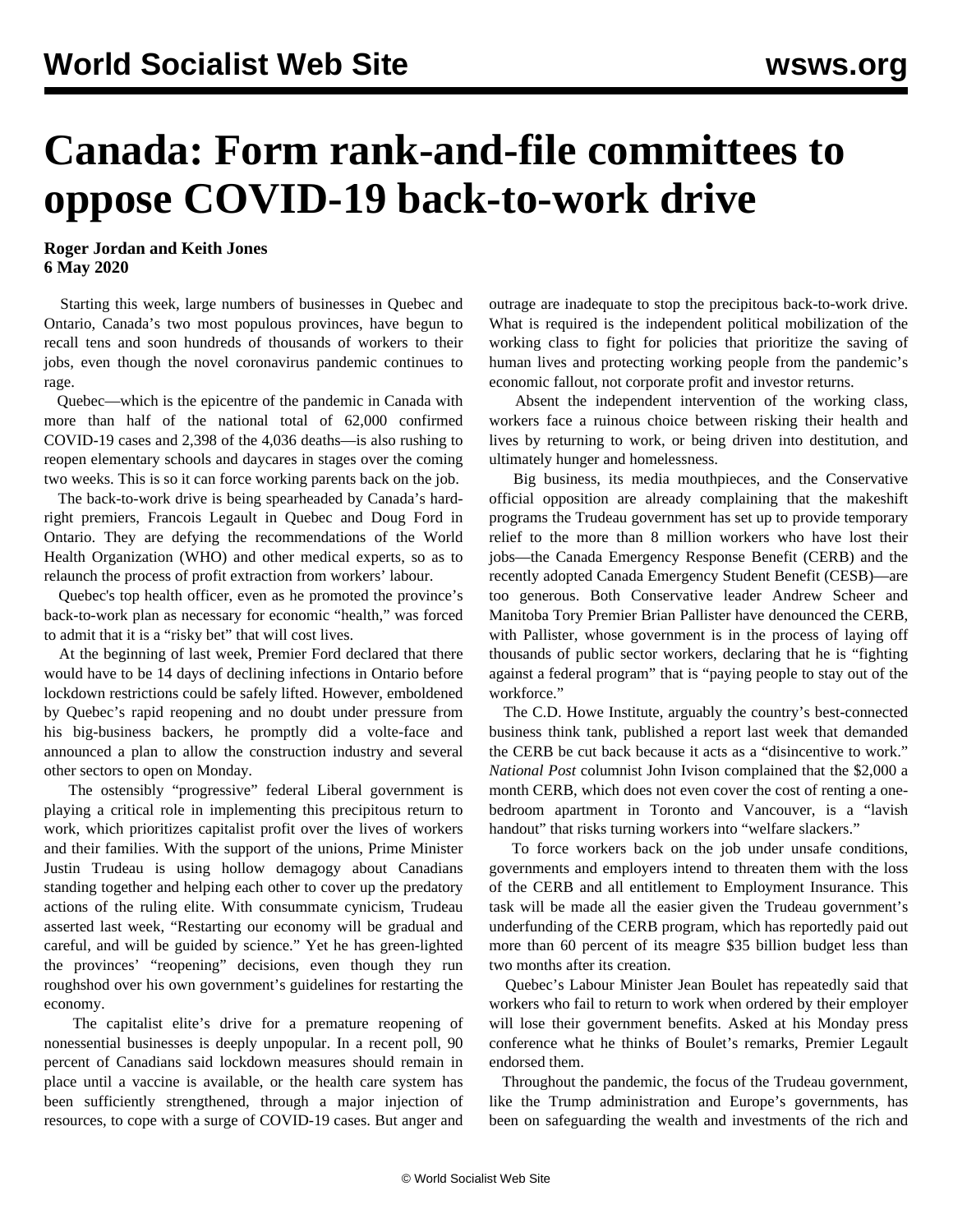# Canada: Form rank-and-file committees to oppose COVID-19 back-to-work drive

**Roger Jordan and Keith Jones**
**6 May 2020**

Starting this week, large numbers of businesses in Quebec and Ontario, Canada's two most populous provinces, have begun to recall tens and soon hundreds of thousands of workers to their jobs, even though the novel coronavirus pandemic continues to rage.

Quebec—which is the epicentre of the pandemic in Canada with more than half of the national total of 62,000 confirmed COVID-19 cases and 2,398 of the 4,036 deaths—is also rushing to reopen elementary schools and daycares in stages over the coming two weeks. This is so it can force working parents back on the job.

The back-to-work drive is being spearheaded by Canada's hard-right premiers, Francois Legault in Quebec and Doug Ford in Ontario. They are defying the recommendations of the World Health Organization (WHO) and other medical experts, so as to relaunch the process of profit extraction from workers' labour.

Quebec's top health officer, even as he promoted the province's back-to-work plan as necessary for economic "health," was forced to admit that it is a "risky bet" that will cost lives.

At the beginning of last week, Premier Ford declared that there would have to be 14 days of declining infections in Ontario before lockdown restrictions could be safely lifted. However, emboldened by Quebec's rapid reopening and no doubt under pressure from his big-business backers, he promptly did a volte-face and announced a plan to allow the construction industry and several other sectors to open on Monday.

The ostensibly "progressive" federal Liberal government is playing a critical role in implementing this precipitous return to work, which prioritizes capitalist profit over the lives of workers and their families. With the support of the unions, Prime Minister Justin Trudeau is using hollow demagogy about Canadians standing together and helping each other to cover up the predatory actions of the ruling elite. With consummate cynicism, Trudeau asserted last week, "Restarting our economy will be gradual and careful, and will be guided by science." Yet he has green-lighted the provinces' "reopening" decisions, even though they run roughshod over his own government's guidelines for restarting the economy.

The capitalist elite's drive for a premature reopening of nonessential businesses is deeply unpopular. In a recent poll, 90 percent of Canadians said lockdown measures should remain in place until a vaccine is available, or the health care system has been sufficiently strengthened, through a major injection of resources, to cope with a surge of COVID-19 cases. But anger and outrage are inadequate to stop the precipitous back-to-work drive. What is required is the independent political mobilization of the working class to fight for policies that prioritize the saving of human lives and protecting working people from the pandemic's economic fallout, not corporate profit and investor returns.

Absent the independent intervention of the working class, workers face a ruinous choice between risking their health and lives by returning to work, or being driven into destitution, and ultimately hunger and homelessness.

Big business, its media mouthpieces, and the Conservative official opposition are already complaining that the makeshift programs the Trudeau government has set up to provide temporary relief to the more than 8 million workers who have lost their jobs—the Canada Emergency Response Benefit (CERB) and the recently adopted Canada Emergency Student Benefit (CESB)—are too generous. Both Conservative leader Andrew Scheer and Manitoba Tory Premier Brian Pallister have denounced the CERB, with Pallister, whose government is in the process of laying off thousands of public sector workers, declaring that he is "fighting against a federal program" that is "paying people to stay out of the workforce."

The C.D. Howe Institute, arguably the country's best-connected business think tank, published a report last week that demanded the CERB be cut back because it acts as a "disincentive to work." *National Post* columnist John Ivison complained that the $2,000 a month CERB, which does not even cover the cost of renting a one-bedroom apartment in Toronto and Vancouver, is a "lavish handout" that risks turning workers into "welfare slackers."

To force workers back on the job under unsafe conditions, governments and employers intend to threaten them with the loss of the CERB and all entitlement to Employment Insurance. This task will be made all the easier given the Trudeau government's underfunding of the CERB program, which has reportedly paid out more than 60 percent of its meagre $35 billion budget less than two months after its creation.

Quebec's Labour Minister Jean Boulet has repeatedly said that workers who fail to return to work when ordered by their employer will lose their government benefits. Asked at his Monday press conference what he thinks of Boulet's remarks, Premier Legault endorsed them.

Throughout the pandemic, the focus of the Trudeau government, like the Trump administration and Europe's governments, has been on safeguarding the wealth and investments of the rich and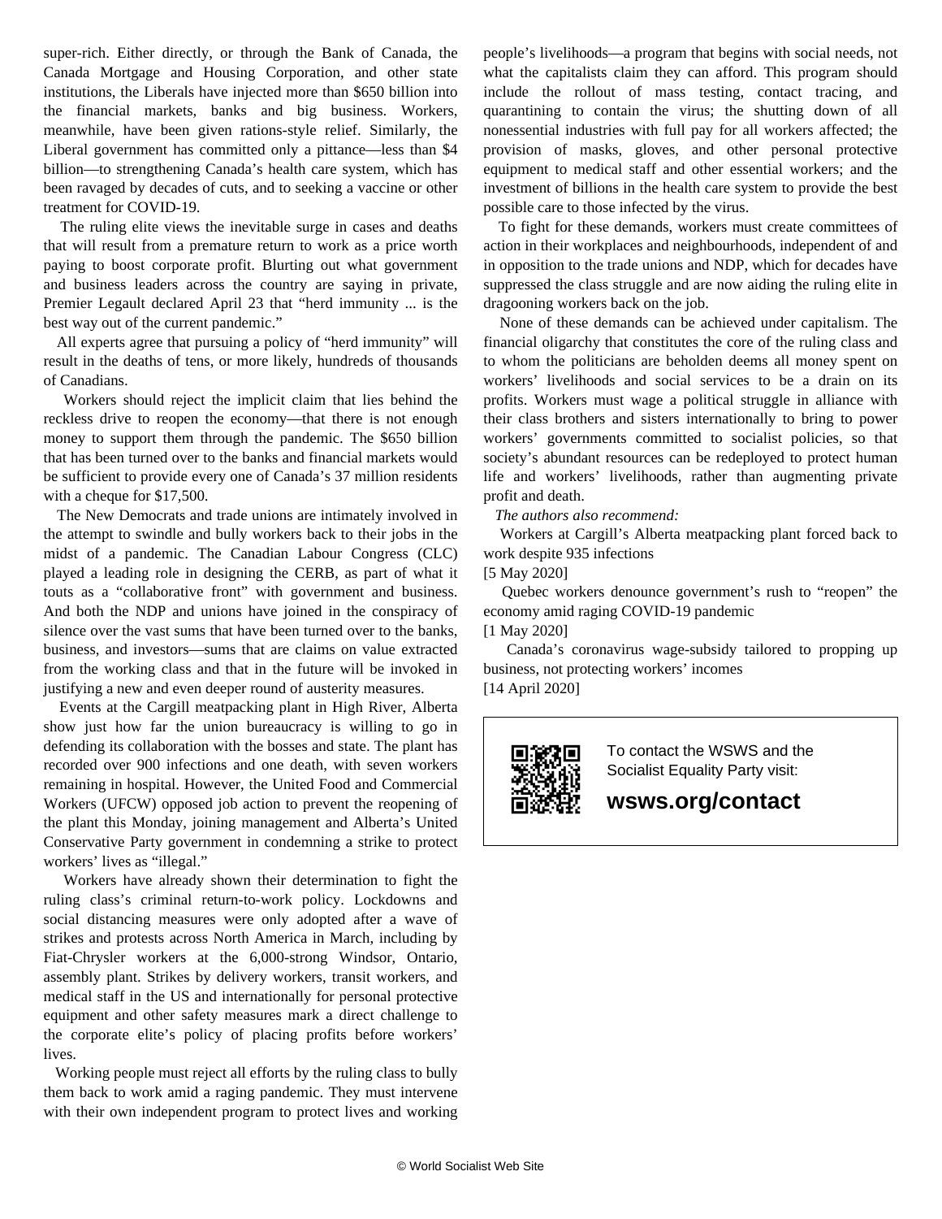super-rich. Either directly, or through the Bank of Canada, the Canada Mortgage and Housing Corporation, and other state institutions, the Liberals have injected more than $650 billion into the financial markets, banks and big business. Workers, meanwhile, have been given rations-style relief. Similarly, the Liberal government has committed only a pittance—less than $4 billion—to strengthening Canada's health care system, which has been ravaged by decades of cuts, and to seeking a vaccine or other treatment for COVID-19.

The ruling elite views the inevitable surge in cases and deaths that will result from a premature return to work as a price worth paying to boost corporate profit. Blurting out what government and business leaders across the country are saying in private, Premier Legault declared April 23 that "herd immunity ... is the best way out of the current pandemic."

All experts agree that pursuing a policy of "herd immunity" will result in the deaths of tens, or more likely, hundreds of thousands of Canadians.

Workers should reject the implicit claim that lies behind the reckless drive to reopen the economy—that there is not enough money to support them through the pandemic. The $650 billion that has been turned over to the banks and financial markets would be sufficient to provide every one of Canada's 37 million residents with a cheque for $17,500.

The New Democrats and trade unions are intimately involved in the attempt to swindle and bully workers back to their jobs in the midst of a pandemic. The Canadian Labour Congress (CLC) played a leading role in designing the CERB, as part of what it touts as a "collaborative front" with government and business. And both the NDP and unions have joined in the conspiracy of silence over the vast sums that have been turned over to the banks, business, and investors—sums that are claims on value extracted from the working class and that in the future will be invoked in justifying a new and even deeper round of austerity measures.

Events at the Cargill meatpacking plant in High River, Alberta show just how far the union bureaucracy is willing to go in defending its collaboration with the bosses and state. The plant has recorded over 900 infections and one death, with seven workers remaining in hospital. However, the United Food and Commercial Workers (UFCW) opposed job action to prevent the reopening of the plant this Monday, joining management and Alberta's United Conservative Party government in condemning a strike to protect workers' lives as "illegal."

Workers have already shown their determination to fight the ruling class's criminal return-to-work policy. Lockdowns and social distancing measures were only adopted after a wave of strikes and protests across North America in March, including by Fiat-Chrysler workers at the 6,000-strong Windsor, Ontario, assembly plant. Strikes by delivery workers, transit workers, and medical staff in the US and internationally for personal protective equipment and other safety measures mark a direct challenge to the corporate elite's policy of placing profits before workers' lives.

Working people must reject all efforts by the ruling class to bully them back to work amid a raging pandemic. They must intervene with their own independent program to protect lives and working people's livelihoods—a program that begins with social needs, not what the capitalists claim they can afford. This program should include the rollout of mass testing, contact tracing, and quarantining to contain the virus; the shutting down of all nonessential industries with full pay for all workers affected; the provision of masks, gloves, and other personal protective equipment to medical staff and other essential workers; and the investment of billions in the health care system to provide the best possible care to those infected by the virus.

To fight for these demands, workers must create committees of action in their workplaces and neighbourhoods, independent of and in opposition to the trade unions and NDP, which for decades have suppressed the class struggle and are now aiding the ruling elite in dragooning workers back on the job.

None of these demands can be achieved under capitalism. The financial oligarchy that constitutes the core of the ruling class and to whom the politicians are beholden deems all money spent on workers' livelihoods and social services to be a drain on its profits. Workers must wage a political struggle in alliance with their class brothers and sisters internationally to bring to power workers' governments committed to socialist policies, so that society's abundant resources can be redeployed to protect human life and workers' livelihoods, rather than augmenting private profit and death.

*The authors also recommend:*

Workers at Cargill's Alberta meatpacking plant forced back to work despite 935 infections
[5 May 2020]

Quebec workers denounce government's rush to "reopen" the economy amid raging COVID-19 pandemic
[1 May 2020]

Canada's coronavirus wage-subsidy tailored to propping up business, not protecting workers' incomes
[14 April 2020]

To contact the WSWS and the Socialist Equality Party visit:

**wsws.org/contact**